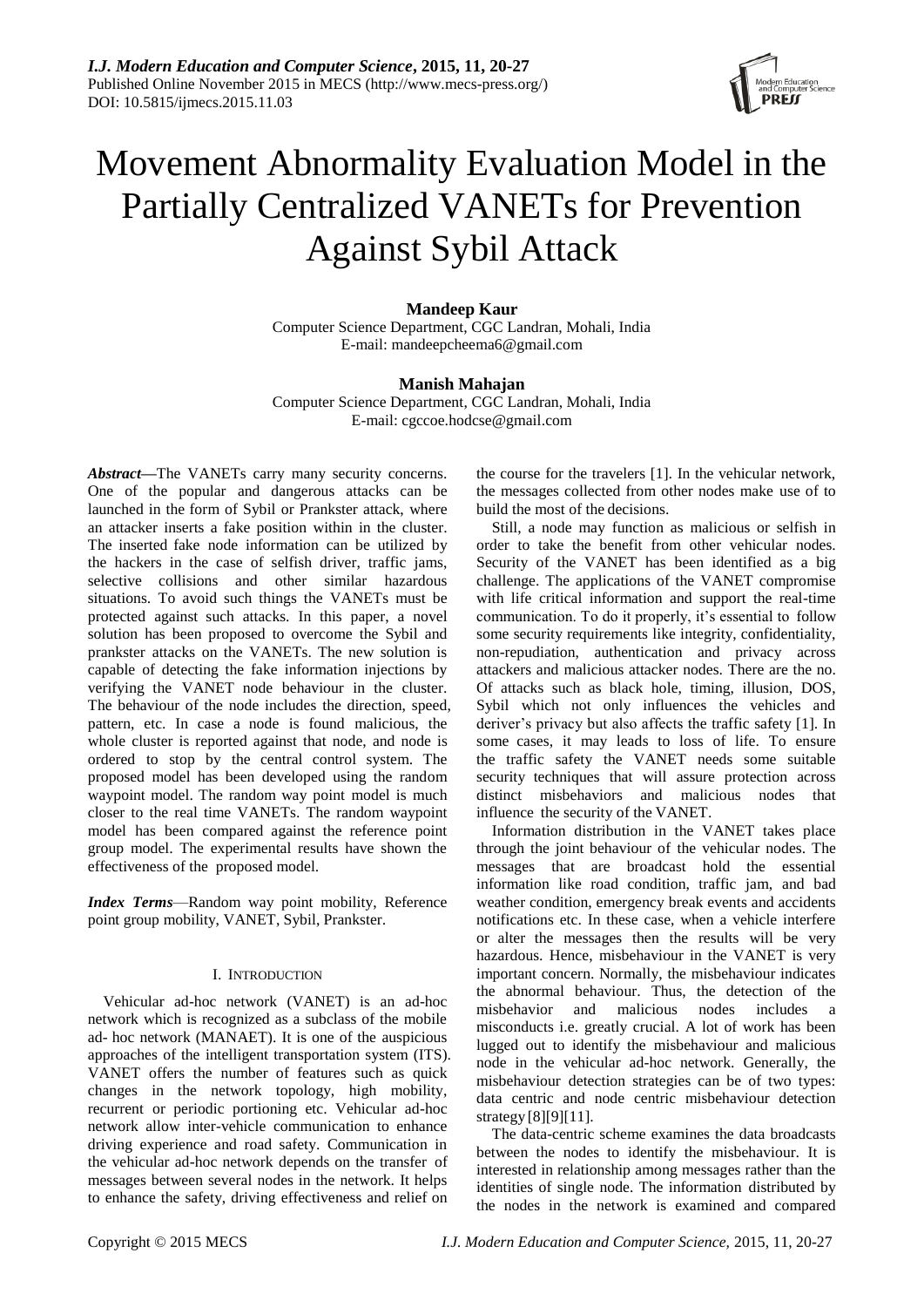# Movement Abnormality Evaluation Model in the Partially Centralized VANETs for Prevention Against Sybil Attack

**Mandeep Kaur**
Computer Science Department, CGC Landran, Mohali, India
E-mail: mandeepcheema6@gmail.com

**Manish Mahajan**
Computer Science Department, CGC Landran, Mohali, India
E-mail: cgccoe.hodcse@gmail.com

***Abstract*—**The VANETs carry many security concerns. One of the popular and dangerous attacks can be launched in the form of Sybil or Prankster attack, where an attacker inserts a fake position within in the cluster. The inserted fake node information can be utilized by the hackers in the case of selfish driver, traffic jams, selective collisions and other similar hazardous situations. To avoid such things the VANETs must be protected against such attacks. In this paper, a novel solution has been proposed to overcome the Sybil and prankster attacks on the VANETs. The new solution is capable of detecting the fake information injections by verifying the VANET node behaviour in the cluster. The behaviour of the node includes the direction, speed, pattern, etc. In case a node is found malicious, the whole cluster is reported against that node, and node is ordered to stop by the central control system. The proposed model has been developed using the random waypoint model. The random way point model is much closer to the real time VANETs. The random waypoint model has been compared against the reference point group model. The experimental results have shown the effectiveness of the proposed model.

***Index Terms*—**Random way point mobility, Reference point group mobility, VANET, Sybil, Prankster.

## I. Introduction

Vehicular ad-hoc network (VANET) is an ad-hoc network which is recognized as a subclass of the mobile ad- hoc network (MANAET). It is one of the auspicious approaches of the intelligent transportation system (ITS). VANET offers the number of features such as quick changes in the network topology, high mobility, recurrent or periodic portioning etc. Vehicular ad-hoc network allow inter-vehicle communication to enhance driving experience and road safety. Communication in the vehicular ad-hoc network depends on the transfer of messages between several nodes in the network. It helps to enhance the safety, driving effectiveness and relief on the course for the travelers [1]. In the vehicular network, the messages collected from other nodes make use of to build the most of the decisions.

Still, a node may function as malicious or selfish in order to take the benefit from other vehicular nodes. Security of the VANET has been identified as a big challenge. The applications of the VANET compromise with life critical information and support the real-time communication. To do it properly, it's essential to follow some security requirements like integrity, confidentiality, non-repudiation, authentication and privacy across attackers and malicious attacker nodes. There are the no. Of attacks such as black hole, timing, illusion, DOS, Sybil which not only influences the vehicles and deriver's privacy but also affects the traffic safety [1]. In some cases, it may leads to loss of life. To ensure the traffic safety the VANET needs some suitable security techniques that will assure protection across distinct misbehaviors and malicious nodes that influence the security of the VANET.

Information distribution in the VANET takes place through the joint behaviour of the vehicular nodes. The messages that are broadcast hold the essential information like road condition, traffic jam, and bad weather condition, emergency break events and accidents notifications etc. In these case, when a vehicle interfere or alter the messages then the results will be very hazardous. Hence, misbehaviour in the VANET is very important concern. Normally, the misbehaviour indicates the abnormal behaviour. Thus, the detection of the misbehavior and malicious nodes includes a misconducts i.e. greatly crucial. A lot of work has been lugged out to identify the misbehaviour and malicious node in the vehicular ad-hoc network. Generally, the misbehaviour detection strategies can be of two types: data centric and node centric misbehaviour detection strategy [8][9][11].

The data-centric scheme examines the data broadcasts between the nodes to identify the misbehaviour. It is interested in relationship among messages rather than the identities of single node. The information distributed by the nodes in the network is examined and compared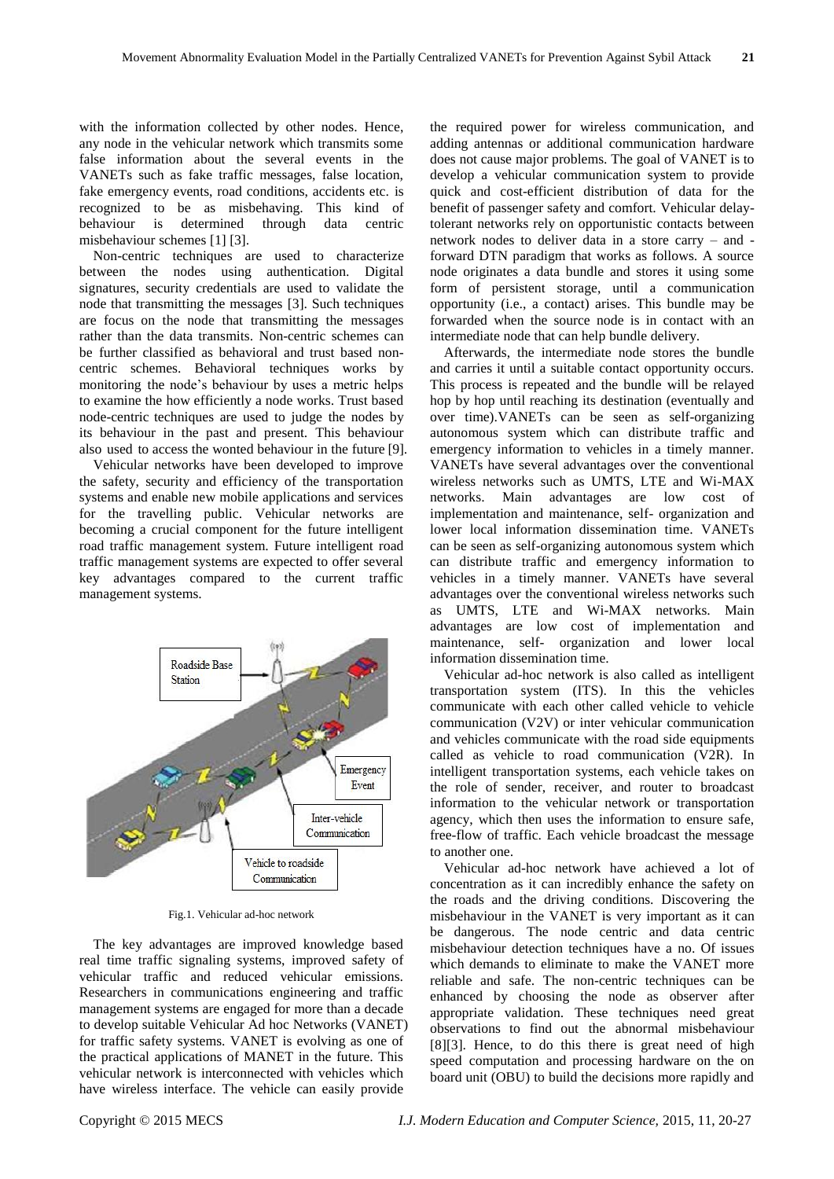with the information collected by other nodes. Hence, any node in the vehicular network which transmits some false information about the several events in the VANETs such as fake traffic messages, false location, fake emergency events, road conditions, accidents etc. is recognized to be as misbehaving. This kind of behaviour is determined through data centric misbehaviour schemes [1] [3].

Non-centric techniques are used to characterize between the nodes using authentication. Digital signatures, security credentials are used to validate the node that transmitting the messages [3]. Such techniques are focus on the node that transmitting the messages rather than the data transmits. Non-centric schemes can be further classified as behavioral and trust based non-centric schemes. Behavioral techniques works by monitoring the node's behaviour by uses a metric helps to examine the how efficiently a node works. Trust based node-centric techniques are used to judge the nodes by its behaviour in the past and present. This behaviour also used to access the wonted behaviour in the future [9].

Vehicular networks have been developed to improve the safety, security and efficiency of the transportation systems and enable new mobile applications and services for the travelling public. Vehicular networks are becoming a crucial component for the future intelligent road traffic management system. Future intelligent road traffic management systems are expected to offer several key advantages compared to the current traffic management systems.

Fig.1. Vehicular ad-hoc network

The key advantages are improved knowledge based real time traffic signaling systems, improved safety of vehicular traffic and reduced vehicular emissions. Researchers in communications engineering and traffic management systems are engaged for more than a decade to develop suitable Vehicular Ad hoc Networks (VANET) for traffic safety systems. VANET is evolving as one of the practical applications of MANET in the future. This vehicular network is interconnected with vehicles which have wireless interface. The vehicle can easily provide the required power for wireless communication, and adding antennas or additional communication hardware does not cause major problems. The goal of VANET is to develop a vehicular communication system to provide quick and cost-efficient distribution of data for the benefit of passenger safety and comfort. Vehicular delay-tolerant networks rely on opportunistic contacts between network nodes to deliver data in a store carry – and - forward DTN paradigm that works as follows. A source node originates a data bundle and stores it using some form of persistent storage, until a communication opportunity (i.e., a contact) arises. This bundle may be forwarded when the source node is in contact with an intermediate node that can help bundle delivery.

Afterwards, the intermediate node stores the bundle and carries it until a suitable contact opportunity occurs. This process is repeated and the bundle will be relayed hop by hop until reaching its destination (eventually and over time).VANETs can be seen as self-organizing autonomous system which can distribute traffic and emergency information to vehicles in a timely manner. VANETs have several advantages over the conventional wireless networks such as UMTS, LTE and Wi-MAX networks. Main advantages are low cost of implementation and maintenance, self- organization and lower local information dissemination time. VANETs can be seen as self-organizing autonomous system which can distribute traffic and emergency information to vehicles in a timely manner. VANETs have several advantages over the conventional wireless networks such as UMTS, LTE and Wi-MAX networks. Main advantages are low cost of implementation and maintenance, self- organization and lower local information dissemination time.

Vehicular ad-hoc network is also called as intelligent transportation system (ITS). In this the vehicles communicate with each other called vehicle to vehicle communication (V2V) or inter vehicular communication and vehicles communicate with the road side equipments called as vehicle to road communication (V2R). In intelligent transportation systems, each vehicle takes on the role of sender, receiver, and router to broadcast information to the vehicular network or transportation agency, which then uses the information to ensure safe, free-flow of traffic. Each vehicle broadcast the message to another one.

Vehicular ad-hoc network have achieved a lot of concentration as it can incredibly enhance the safety on the roads and the driving conditions. Discovering the misbehaviour in the VANET is very important as it can be dangerous. The node centric and data centric misbehaviour detection techniques have a no. Of issues which demands to eliminate to make the VANET more reliable and safe. The non-centric techniques can be enhanced by choosing the node as observer after appropriate validation. These techniques need great observations to find out the abnormal misbehaviour [8][3]. Hence, to do this there is great need of high speed computation and processing hardware on the on board unit (OBU) to build the decisions more rapidly and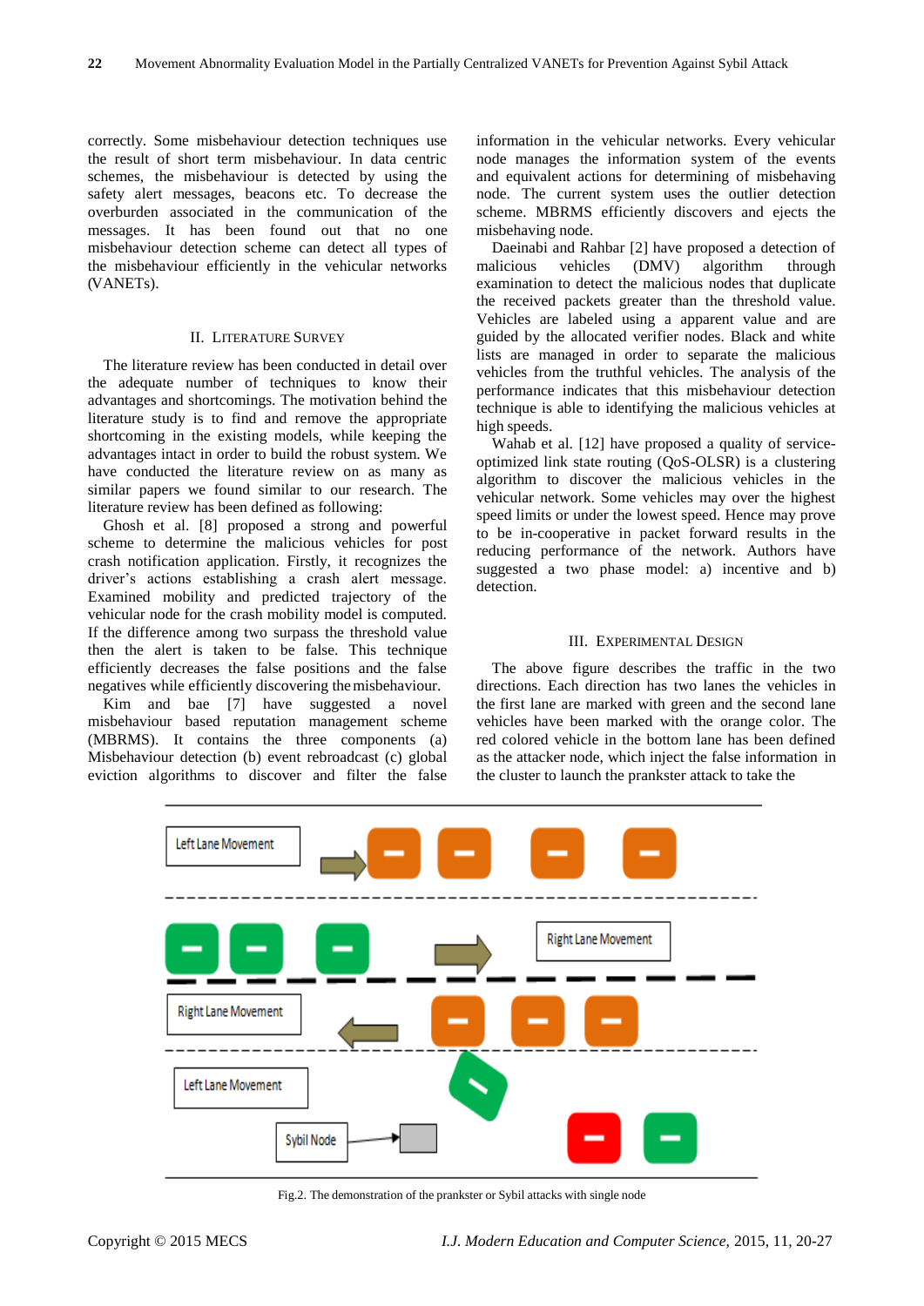correctly. Some misbehaviour detection techniques use the result of short term misbehaviour. In data centric schemes, the misbehaviour is detected by using the safety alert messages, beacons etc. To decrease the overburden associated in the communication of the messages. It has been found out that no one misbehaviour detection scheme can detect all types of the misbehaviour efficiently in the vehicular networks (VANETs).

## II. Literature Survey

The literature review has been conducted in detail over the adequate number of techniques to know their advantages and shortcomings. The motivation behind the literature study is to find and remove the appropriate shortcoming in the existing models, while keeping the advantages intact in order to build the robust system. We have conducted the literature review on as many as similar papers we found similar to our research. The literature review has been defined as following:

Ghosh et al. [8] proposed a strong and powerful scheme to determine the malicious vehicles for post crash notification application. Firstly, it recognizes the driver's actions establishing a crash alert message. Examined mobility and predicted trajectory of the vehicular node for the crash mobility model is computed. If the difference among two surpass the threshold value then the alert is taken to be false. This technique efficiently decreases the false positions and the false negatives while efficiently discovering the misbehaviour.

Kim and bae [7] have suggested a novel misbehaviour based reputation management scheme (MBRMS). It contains the three components (a) Misbehaviour detection (b) event rebroadcast (c) global eviction algorithms to discover and filter the false information in the vehicular networks. Every vehicular node manages the information system of the events and equivalent actions for determining of misbehaving node. The current system uses the outlier detection scheme. MBRMS efficiently discovers and ejects the misbehaving node.

Daeinabi and Rahbar [2] have proposed a detection of malicious vehicles (DMV) algorithm through examination to detect the malicious nodes that duplicate the received packets greater than the threshold value. Vehicles are labeled using a apparent value and are guided by the allocated verifier nodes. Black and white lists are managed in order to separate the malicious vehicles from the truthful vehicles. The analysis of the performance indicates that this misbehaviour detection technique is able to identifying the malicious vehicles at high speeds.

Wahab et al. [12] have proposed a quality of service-optimized link state routing (QoS-OLSR) is a clustering algorithm to discover the malicious vehicles in the vehicular network. Some vehicles may over the highest speed limits or under the lowest speed. Hence may prove to be in-cooperative in packet forward results in the reducing performance of the network. Authors have suggested a two phase model: a) incentive and b) detection.

## III. Experimental Design

The above figure describes the traffic in the two directions. Each direction has two lanes the vehicles in the first lane are marked with green and the second lane vehicles have been marked with the orange color. The red colored vehicle in the bottom lane has been defined as the attacker node, which inject the false information in the cluster to launch the prankster attack to take the

Fig.2. The demonstration of the prankster or Sybil attacks with single node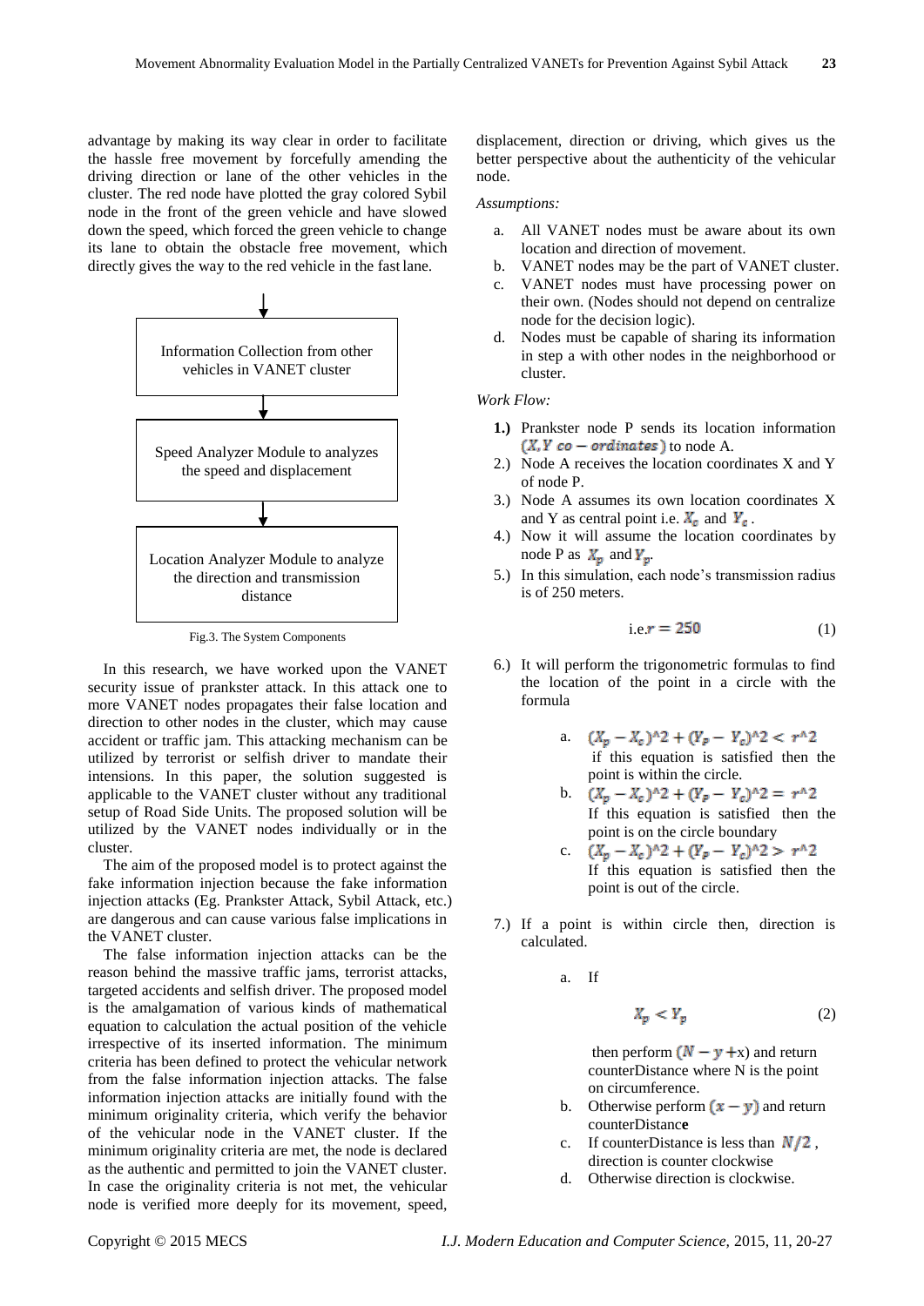advantage by making its way clear in order to facilitate the hassle free movement by forcefully amending the driving direction or lane of the other vehicles in the cluster. The red node have plotted the gray colored Sybil node in the front of the green vehicle and have slowed down the speed, which forced the green vehicle to change its lane to obtain the obstacle free movement, which directly gives the way to the red vehicle in the fast lane.

Information Collection from other vehicles in VANET cluster

Speed Analyzer Module to analyzes the speed and displacement

Location Analyzer Module to analyze the direction and transmission distance

Fig.3. The System Components

In this research, we have worked upon the VANET security issue of prankster attack. In this attack one to more VANET nodes propagates their false location and direction to other nodes in the cluster, which may cause accident or traffic jam. This attacking mechanism can be utilized by terrorist or selfish driver to mandate their intensions. In this paper, the solution suggested is applicable to the VANET cluster without any traditional setup of Road Side Units. The proposed solution will be utilized by the VANET nodes individually or in the cluster.

The aim of the proposed model is to protect against the fake information injection because the fake information injection attacks (Eg. Prankster Attack, Sybil Attack, etc.) are dangerous and can cause various false implications in the VANET cluster.

The false information injection attacks can be the reason behind the massive traffic jams, terrorist attacks, targeted accidents and selfish driver. The proposed model is the amalgamation of various kinds of mathematical equation to calculation the actual position of the vehicle irrespective of its inserted information. The minimum criteria has been defined to protect the vehicular network from the false information injection attacks. The false information injection attacks are initially found with the minimum originality criteria, which verify the behavior of the vehicular node in the VANET cluster. If the minimum originality criteria are met, the node is declared as the authentic and permitted to join the VANET cluster. In case the originality criteria is not met, the vehicular node is verified more deeply for its movement, speed, displacement, direction or driving, which gives us the better perspective about the authenticity of the vehicular node.

*Assumptions:*

a. All VANET nodes must be aware about its own location and direction of movement.
b. VANET nodes may be the part of VANET cluster.
c. VANET nodes must have processing power on their own. (Nodes should not depend on centralize node for the decision logic).
d. Nodes must be capable of sharing its information in step a with other nodes in the neighborhood or cluster.

*Work Flow:*

1.) Prankster node P sends its location information $(X, Y\ co-ordinates)$ to node A.
2.) Node A receives the location coordinates X and Y of node P.
3.) Node A assumes its own location coordinates X and Y as central point i.e. $X_c$ and $Y_c$.
4.) Now it will assume the location coordinates by node P as $X_p$ and $Y_p$.
5.) In this simulation, each node's transmission radius is of 250 meters.

$$\text{i.e.}\ r = 250 \tag{1}$$

6.) It will perform the trigonometric formulas to find the location of the point in a circle with the formula

   a. $(X_p - X_c)\text{^}2 + (Y_p - Y_c)\text{^}2 < r\text{^}2$
      if this equation is satisfied then the point is within the circle.
   b. $(X_p - X_c)\text{^}2 + (Y_p - Y_c)\text{^}2 = r\text{^}2$
      If this equation is satisfied then the point is on the circle boundary
   c. $(X_p - X_c)\text{^}2 + (Y_p - Y_c)\text{^}2 > r\text{^}2$
      If this equation is satisfied then the point is out of the circle.

7.) If a point is within circle then, direction is calculated.

   a. If

$$X_p < Y_p \tag{2}$$

      then perform $(N - y + x)$ and return counterDistance where N is the point on circumference.
   b. Otherwise perform $(x - y)$ and return counterDistance
   c. If counterDistance is less than $N/2$, direction is counter clockwise
   d. Otherwise direction is clockwise.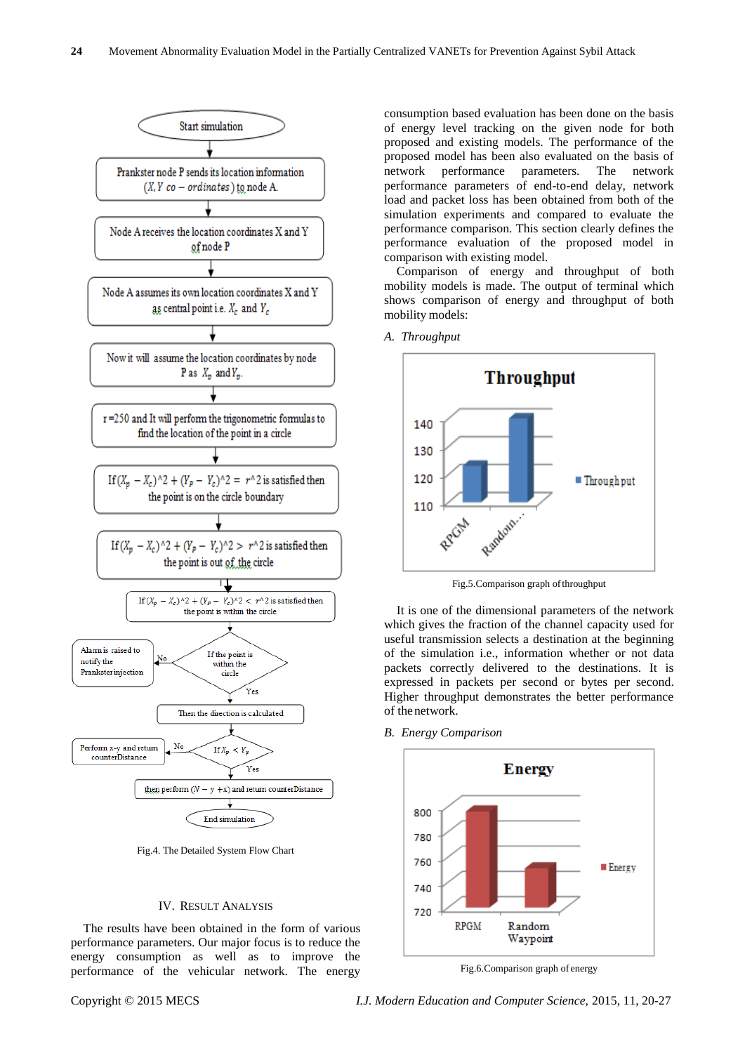Fig.4. The Detailed System Flow Chart

## IV. Result Analysis

The results have been obtained in the form of various performance parameters. Our major focus is to reduce the energy consumption as well as to improve the performance of the vehicular network. The energy consumption based evaluation has been done on the basis of energy level tracking on the given node for both proposed and existing models. The performance of the proposed model has been also evaluated on the basis of network performance parameters. The network performance parameters of end-to-end delay, network load and packet loss has been obtained from both of the simulation experiments and compared to evaluate the performance comparison. This section clearly defines the performance evaluation of the proposed model in comparison with existing model.

Comparison of energy and throughput of both mobility models is made. The output of terminal which shows comparison of energy and throughput of both mobility models:

### *A. Throughput*

Fig.5.Comparison graph of throughput

It is one of the dimensional parameters of the network which gives the fraction of the channel capacity used for useful transmission selects a destination at the beginning of the simulation i.e., information whether or not data packets correctly delivered to the destinations. It is expressed in packets per second or bytes per second. Higher throughput demonstrates the better performance of the network.

### *B. Energy Comparison*

Fig.6.Comparison graph of energy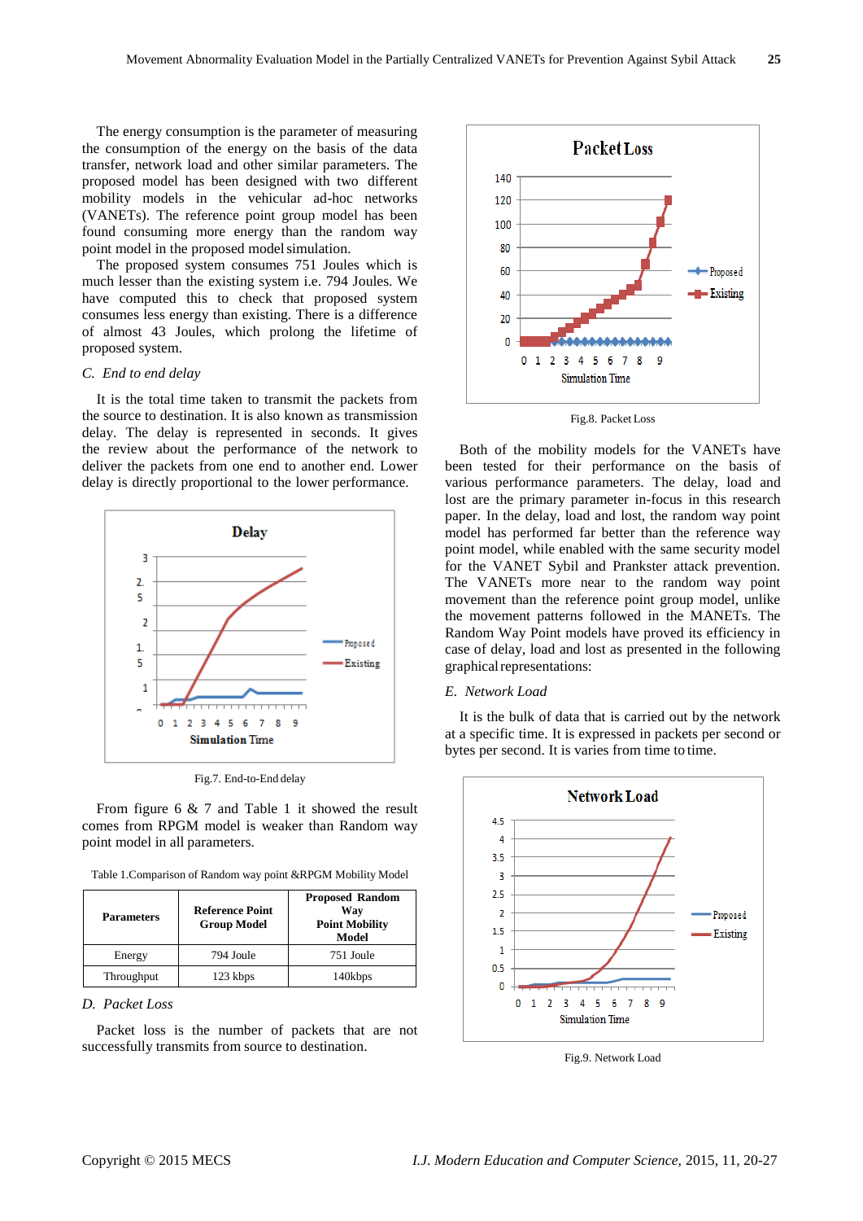The energy consumption is the parameter of measuring the consumption of the energy on the basis of the data transfer, network load and other similar parameters. The proposed model has been designed with two different mobility models in the vehicular ad-hoc networks (VANETs). The reference point group model has been found consuming more energy than the random way point model in the proposed model simulation.

The proposed system consumes 751 Joules which is much lesser than the existing system i.e. 794 Joules. We have computed this to check that proposed system consumes less energy than existing. There is a difference of almost 43 Joules, which prolong the lifetime of proposed system.

### C. End to end delay

It is the total time taken to transmit the packets from the source to destination. It is also known as transmission delay. The delay is represented in seconds. It gives the review about the performance of the network to deliver the packets from one end to another end. Lower delay is directly proportional to the lower performance.

Fig.7. End-to-End delay

From figure 6 & 7 and Table 1 it showed the result comes from RPGM model is weaker than Random way point model in all parameters.

Table 1.Comparison of Random way point &RPGM Mobility Model

| Parameters | Reference Point Group Model | Proposed Random Way Point Mobility Model |
|---|---|---|
| Energy | 794 Joule | 751 Joule |
| Throughput | 123 kbps | 140kbps |

### D. Packet Loss

Packet loss is the number of packets that are not successfully transmits from source to destination.

Fig.8. Packet Loss

Both of the mobility models for the VANETs have been tested for their performance on the basis of various performance parameters. The delay, load and lost are the primary parameter in-focus in this research paper. In the delay, load and lost, the random way point model has performed far better than the reference way point model, while enabled with the same security model for the VANET Sybil and Prankster attack prevention. The VANETs more near to the random way point movement than the reference point group model, unlike the movement patterns followed in the MANETs. The Random Way Point models have proved its efficiency in case of delay, load and lost as presented in the following graphical representations:

### E. Network Load

It is the bulk of data that is carried out by the network at a specific time. It is expressed in packets per second or bytes per second. It is varies from time to time.

Fig.9. Network Load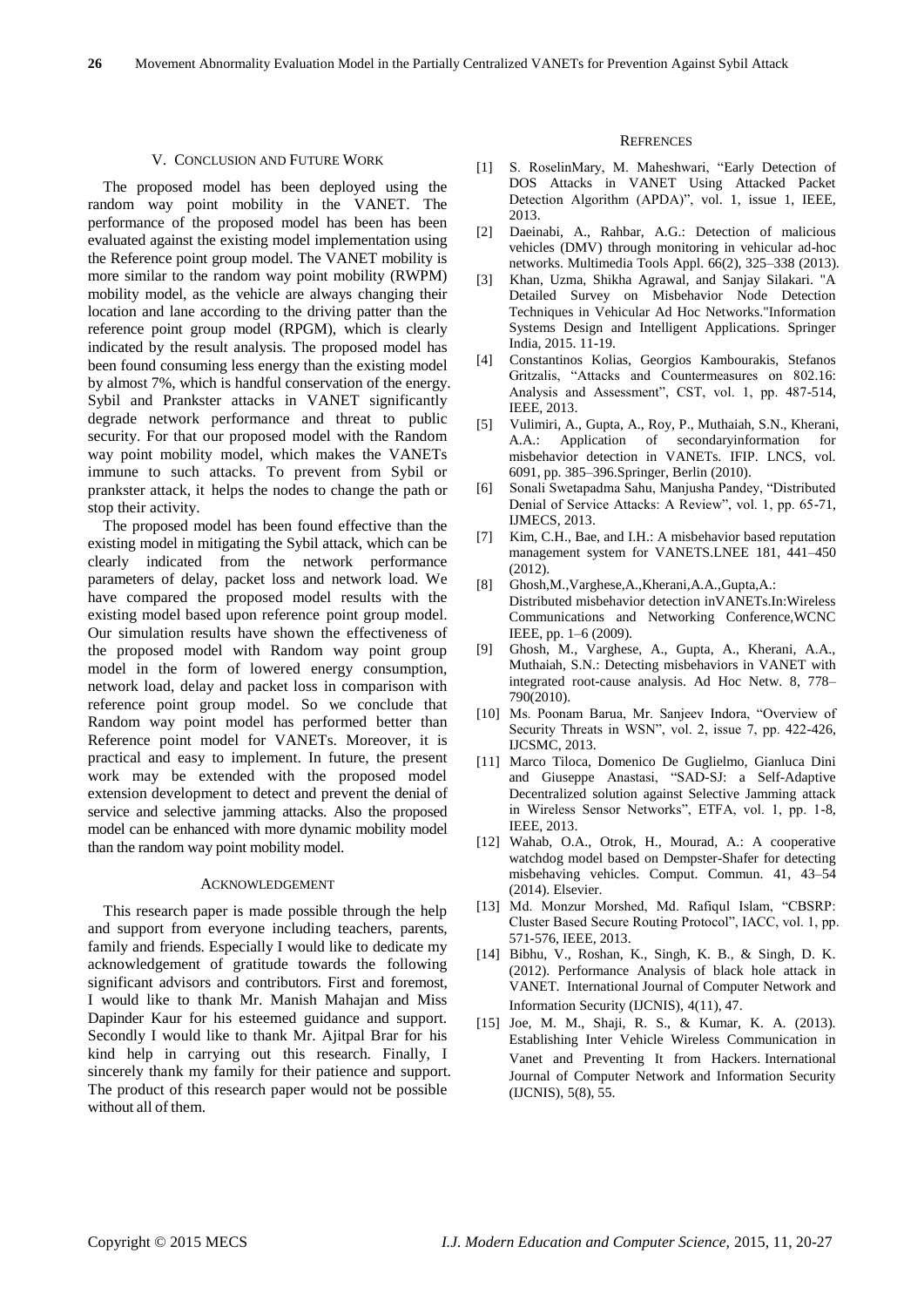## V. CONCLUSION AND FUTURE WORK

The proposed model has been deployed using the random way point mobility in the VANET. The performance of the proposed model has been has been evaluated against the existing model implementation using the Reference point group model. The VANET mobility is more similar to the random way point mobility (RWPM) mobility model, as the vehicle are always changing their location and lane according to the driving patter than the reference point group model (RPGM), which is clearly indicated by the result analysis. The proposed model has been found consuming less energy than the existing model by almost 7%, which is handful conservation of the energy. Sybil and Prankster attacks in VANET significantly degrade network performance and threat to public security. For that our proposed model with the Random way point mobility model, which makes the VANETs immune to such attacks. To prevent from Sybil or prankster attack, it helps the nodes to change the path or stop their activity.

The proposed model has been found effective than the existing model in mitigating the Sybil attack, which can be clearly indicated from the network performance parameters of delay, packet loss and network load. We have compared the proposed model results with the existing model based upon reference point group model. Our simulation results have shown the effectiveness of the proposed model with Random way point group model in the form of lowered energy consumption, network load, delay and packet loss in comparison with reference point group model. So we conclude that Random way point model has performed better than Reference point model for VANETs. Moreover, it is practical and easy to implement. In future, the present work may be extended with the proposed model extension development to detect and prevent the denial of service and selective jamming attacks. Also the proposed model can be enhanced with more dynamic mobility model than the random way point mobility model.

## ACKNOWLEDGEMENT

This research paper is made possible through the help and support from everyone including teachers, parents, family and friends. Especially I would like to dedicate my acknowledgement of gratitude towards the following significant advisors and contributors. First and foremost, I would like to thank Mr. Manish Mahajan and Miss Dapinder Kaur for his esteemed guidance and support. Secondly I would like to thank Mr. Ajitpal Brar for his kind help in carrying out this research. Finally, I sincerely thank my family for their patience and support. The product of this research paper would not be possible without all of them.

## REFRENCES

[1] S. RoselinMary, M. Maheshwari, "Early Detection of DOS Attacks in VANET Using Attacked Packet Detection Algorithm (APDA)", vol. 1, issue 1, IEEE, 2013.

[2] Daeinabi, A., Rahbar, A.G.: Detection of malicious vehicles (DMV) through monitoring in vehicular ad-hoc networks. Multimedia Tools Appl. 66(2), 325–338 (2013).

[3] Khan, Uzma, Shikha Agrawal, and Sanjay Silakari. "A Detailed Survey on Misbehavior Node Detection Techniques in Vehicular Ad Hoc Networks."Information Systems Design and Intelligent Applications. Springer India, 2015. 11-19.

[4] Constantinos Kolias, Georgios Kambourakis, Stefanos Gritzalis, "Attacks and Countermeasures on 802.16: Analysis and Assessment", CST, vol. 1, pp. 487-514, IEEE, 2013.

[5] Vulimiri, A., Gupta, A., Roy, P., Muthaiah, S.N., Kherani, A.A.: Application of secondaryinformation for misbehavior detection in VANETs. IFIP. LNCS, vol. 6091, pp. 385–396.Springer, Berlin (2010).

[6] Sonali Swetapadma Sahu, Manjusha Pandey, "Distributed Denial of Service Attacks: A Review", vol. 1, pp. 65-71, IJMECS, 2013.

[7] Kim, C.H., Bae, and I.H.: A misbehavior based reputation management system for VANETS.LNEE 181, 441–450 (2012).

[8] Ghosh,M.,Varghese,A.,Kherani,A.A.,Gupta,A.: Distributed misbehavior detection inVANETs.In:Wireless Communications and Networking Conference,WCNC IEEE, pp. 1–6 (2009).

[9] Ghosh, M., Varghese, A., Gupta, A., Kherani, A.A., Muthaiah, S.N.: Detecting misbehaviors in VANET with integrated root-cause analysis. Ad Hoc Netw. 8, 778–790(2010).

[10] Ms. Poonam Barua, Mr. Sanjeev Indora, "Overview of Security Threats in WSN", vol. 2, issue 7, pp. 422-426, IJCSMC, 2013.

[11] Marco Tiloca, Domenico De Guglielmo, Gianluca Dini and Giuseppe Anastasi, "SAD-SJ: a Self-Adaptive Decentralized solution against Selective Jamming attack in Wireless Sensor Networks", ETFA, vol. 1, pp. 1-8, IEEE, 2013.

[12] Wahab, O.A., Otrok, H., Mourad, A.: A cooperative watchdog model based on Dempster-Shafer for detecting misbehaving vehicles. Comput. Commun. 41, 43–54 (2014). Elsevier.

[13] Md. Monzur Morshed, Md. Rafiqul Islam, "CBSRP: Cluster Based Secure Routing Protocol", IACC, vol. 1, pp. 571-576, IEEE, 2013.

[14] Bibhu, V., Roshan, K., Singh, K. B., & Singh, D. K. (2012). Performance Analysis of black hole attack in VANET. International Journal of Computer Network and Information Security (IJCNIS), 4(11), 47.

[15] Joe, M. M., Shaji, R. S., & Kumar, K. A. (2013). Establishing Inter Vehicle Wireless Communication in Vanet and Preventing It from Hackers. International Journal of Computer Network and Information Security (IJCNIS), 5(8), 55.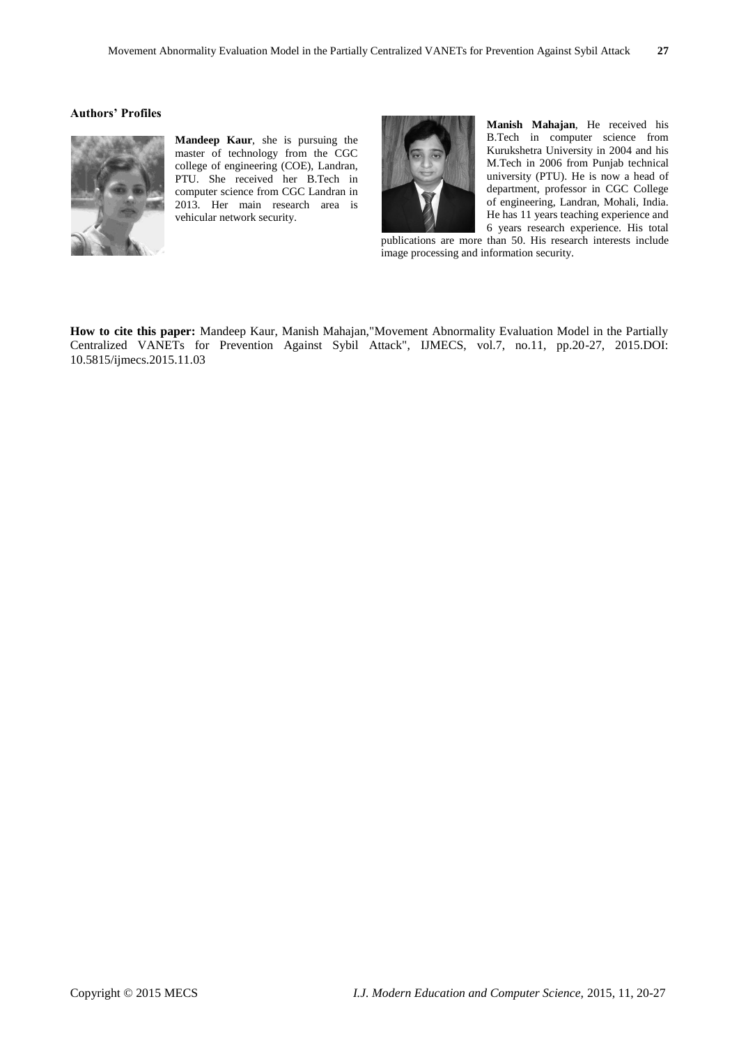**Authors' Profiles**

**Mandeep Kaur**, she is pursuing the master of technology from the CGC college of engineering (COE), Landran, PTU. She received her B.Tech in computer science from CGC Landran in 2013. Her main research area is vehicular network security.

**Manish Mahajan**, He received his B.Tech in computer science from Kurukshetra University in 2004 and his M.Tech in 2006 from Punjab technical university (PTU). He is now a head of department, professor in CGC College of engineering, Landran, Mohali, India. He has 11 years teaching experience and 6 years research experience. His total publications are more than 50. His research interests include image processing and information security.

**How to cite this paper:** Mandeep Kaur, Manish Mahajan,"Movement Abnormality Evaluation Model in the Partially Centralized VANETs for Prevention Against Sybil Attack", IJMECS, vol.7, no.11, pp.20-27, 2015.DOI: 10.5815/ijmecs.2015.11.03